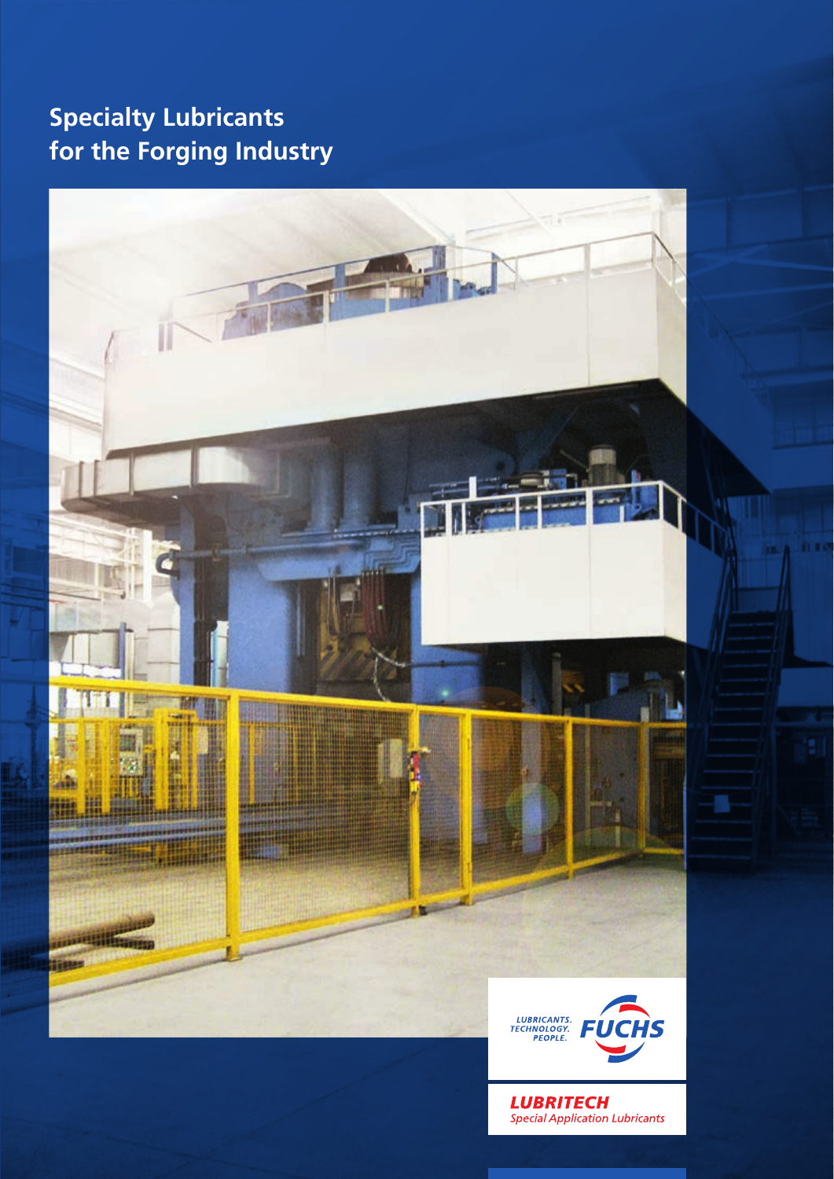# Specialty Lubricants for the Forging Industry

LUBRICANTS. TECHNOLOGY. PEOPLE. FUCHS

LUBRITECH
*Special Application Lubricants*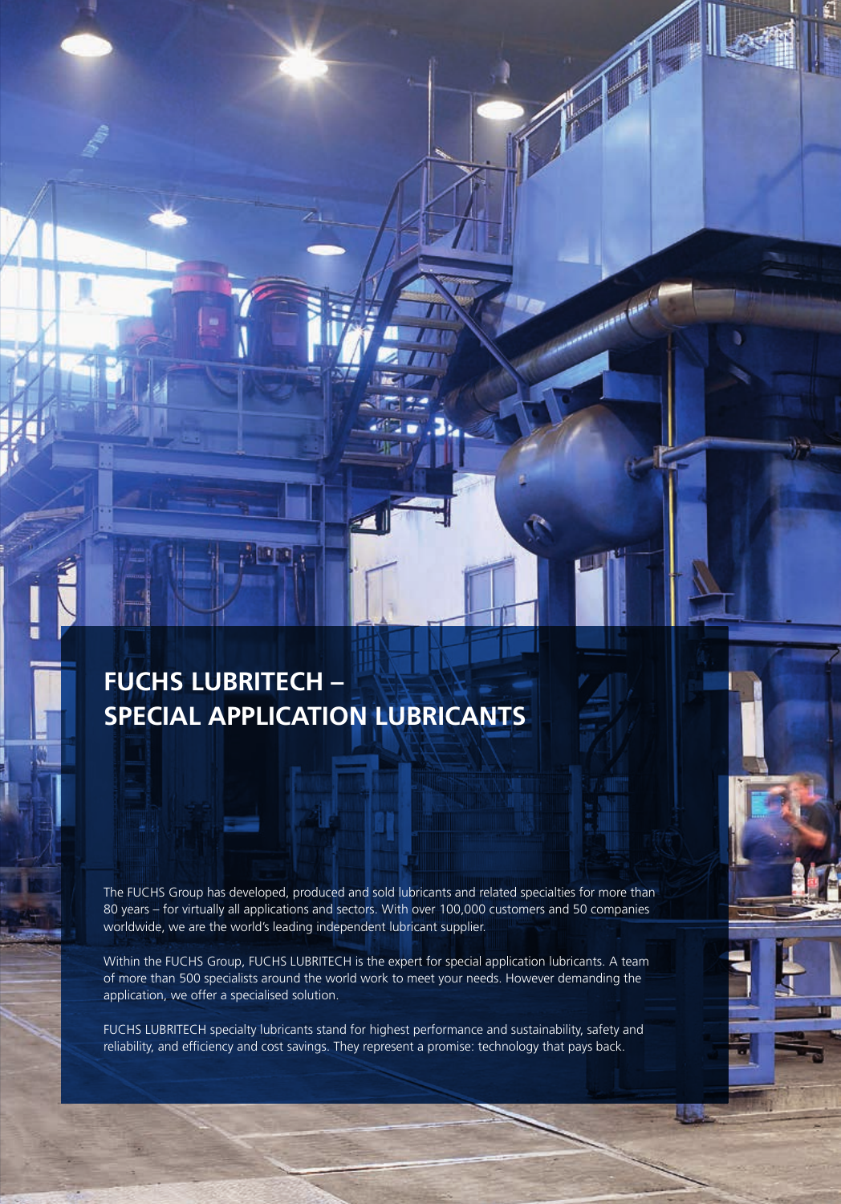# FUCHS LUBRITECH – SPECIAL APPLICATION LUBRICANTS

The FUCHS Group has developed, produced and sold lubricants and related specialties for more than 80 years – for virtually all applications and sectors. With over 100,000 customers and 50 companies worldwide, we are the world's leading independent lubricant supplier.

Within the FUCHS Group, FUCHS LUBRITECH is the expert for special application lubricants. A team of more than 500 specialists around the world work to meet your needs. However demanding the application, we offer a specialised solution.

FUCHS LUBRITECH specialty lubricants stand for highest performance and sustainability, safety and reliability, and efficiency and cost savings. They represent a promise: technology that pays back.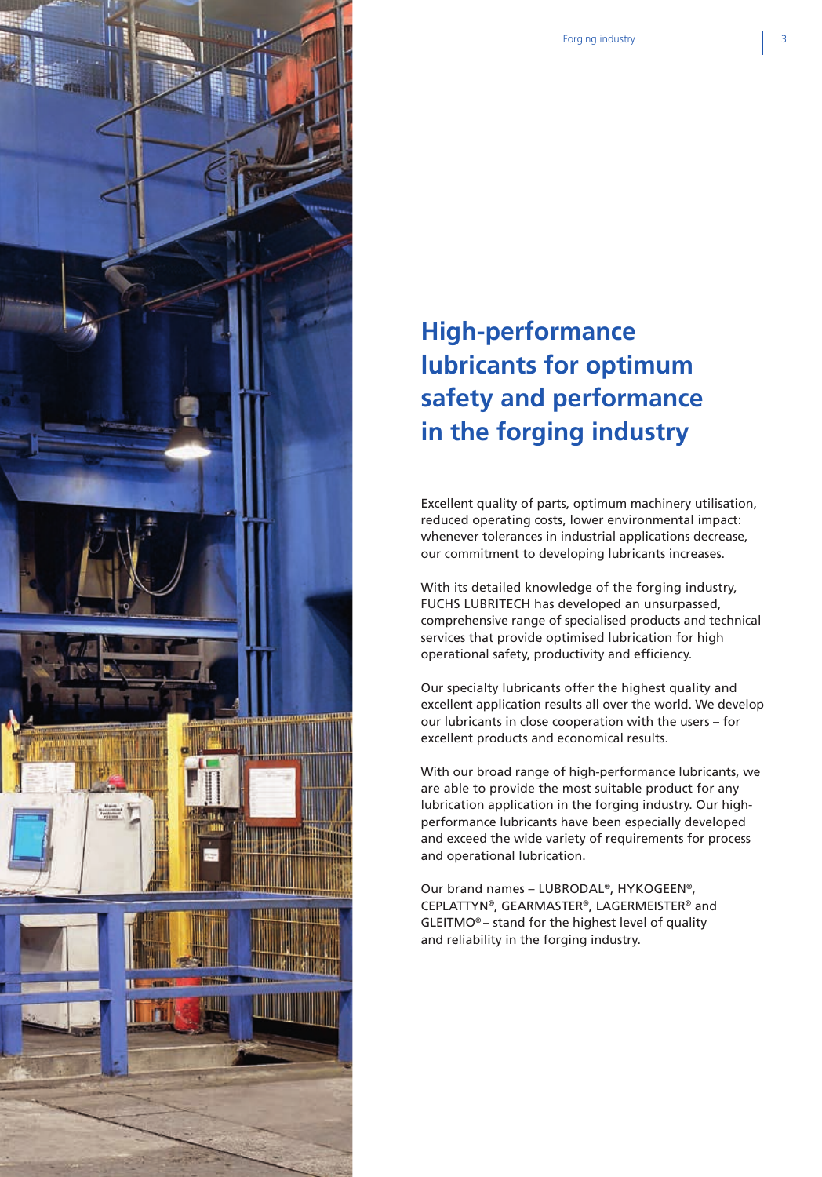# High-performance lubricants for optimum safety and performance in the forging industry

Excellent quality of parts, optimum machinery utilisation, reduced operating costs, lower environmental impact: whenever tolerances in industrial applications decrease, our commitment to developing lubricants increases.

With its detailed knowledge of the forging industry, FUCHS LUBRITECH has developed an unsurpassed, comprehensive range of specialised products and technical services that provide optimised lubrication for high operational safety, productivity and efficiency.

Our specialty lubricants offer the highest quality and excellent application results all over the world. We develop our lubricants in close cooperation with the users – for excellent products and economical results.

With our broad range of high-performance lubricants, we are able to provide the most suitable product for any lubrication application in the forging industry. Our high-performance lubricants have been especially developed and exceed the wide variety of requirements for process and operational lubrication.

Our brand names – LUBRODAL®, HYKOGEEN®, CEPLATTYN®, GEARMASTER®, LAGERMEISTER® and GLEITMO® – stand for the highest level of quality and reliability in the forging industry.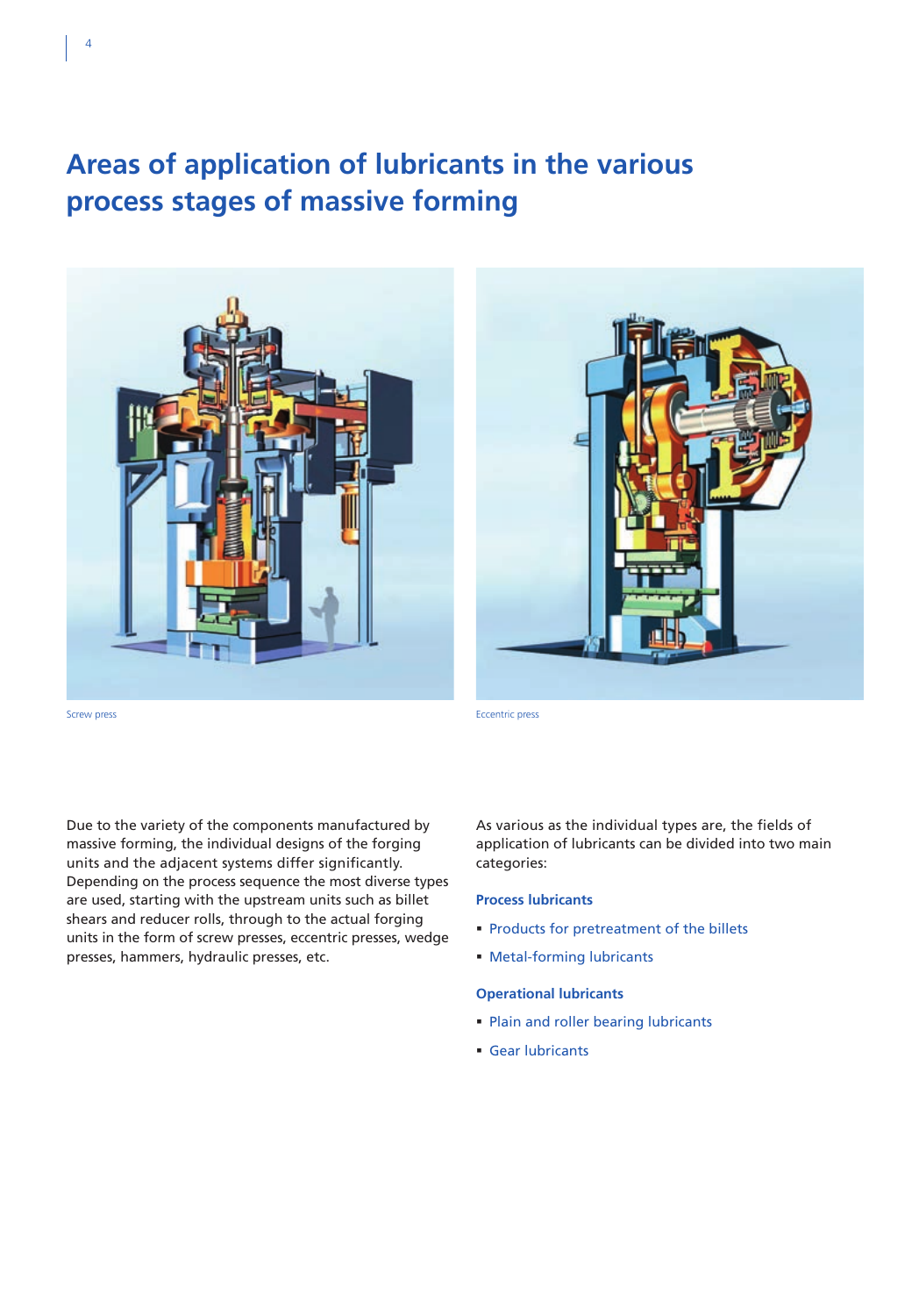# Areas of application of lubricants in the various process stages of massive forming

Screw press

Eccentric press

Due to the variety of the components manufactured by massive forming, the individual designs of the forging units and the adjacent systems differ significantly. Depending on the process sequence the most diverse types are used, starting with the upstream units such as billet shears and reducer rolls, through to the actual forging units in the form of screw presses, eccentric presses, wedge presses, hammers, hydraulic presses, etc.

As various as the individual types are, the fields of application of lubricants can be divided into two main categories:

**Process lubricants**

- Products for pretreatment of the billets
- Metal-forming lubricants

**Operational lubricants**

- Plain and roller bearing lubricants
- Gear lubricants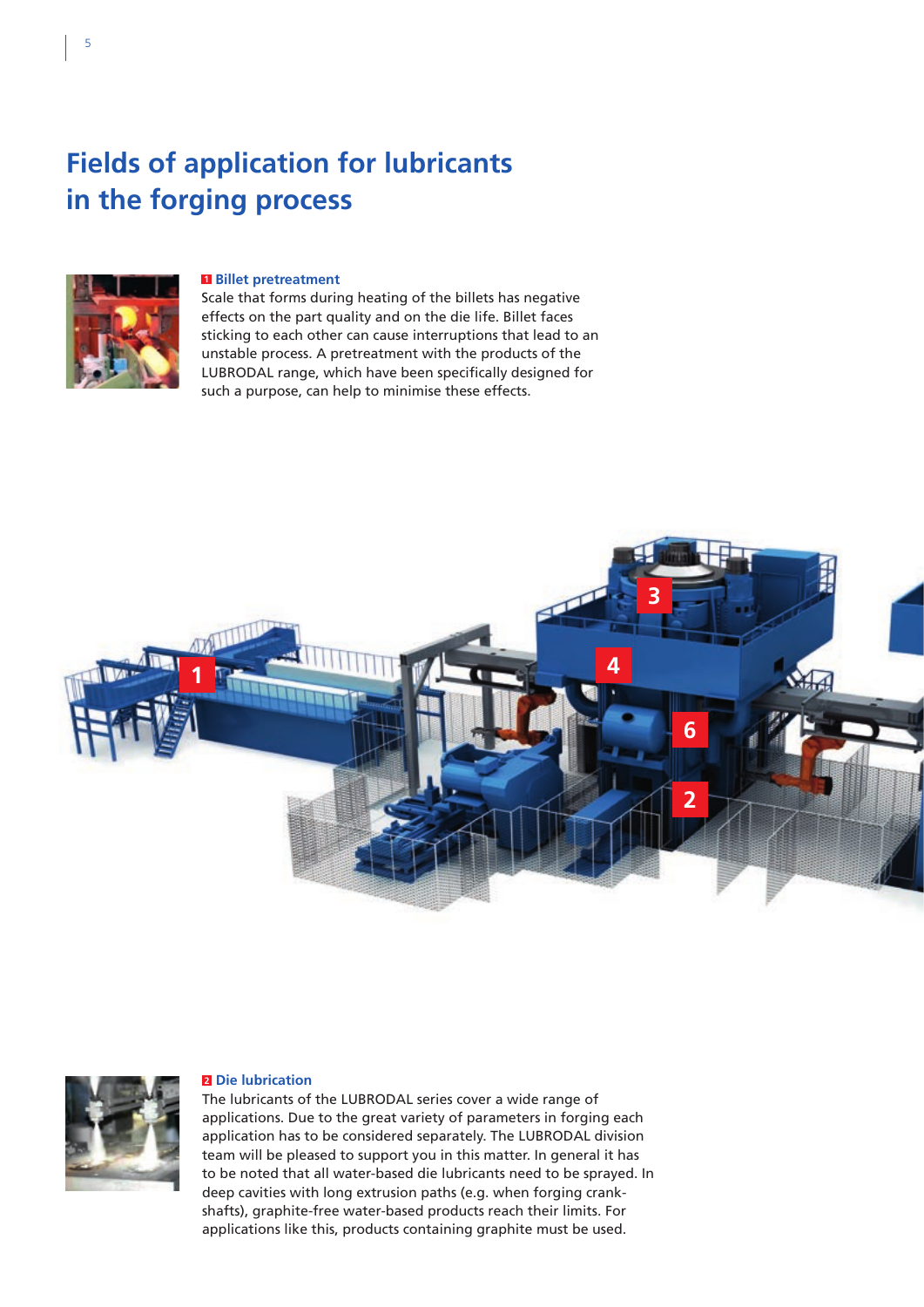# Fields of application for lubricants in the forging process

### 1 Billet pretreatment

Scale that forms during heating of the billets has negative effects on the part quality and on the die life. Billet faces sticking to each other can cause interruptions that lead to an unstable process. A pretreatment with the products of the LUBRODAL range, which have been specifically designed for such a purpose, can help to minimise these effects.

### 2 Die lubrication

The lubricants of the LUBRODAL series cover a wide range of applications. Due to the great variety of parameters in forging each application has to be considered separately. The LUBRODAL division team will be pleased to support you in this matter. In general it has to be noted that all water-based die lubricants need to be sprayed. In deep cavities with long extrusion paths (e.g. when forging crank-shafts), graphite-free water-based products reach their limits. For applications like this, products containing graphite must be used.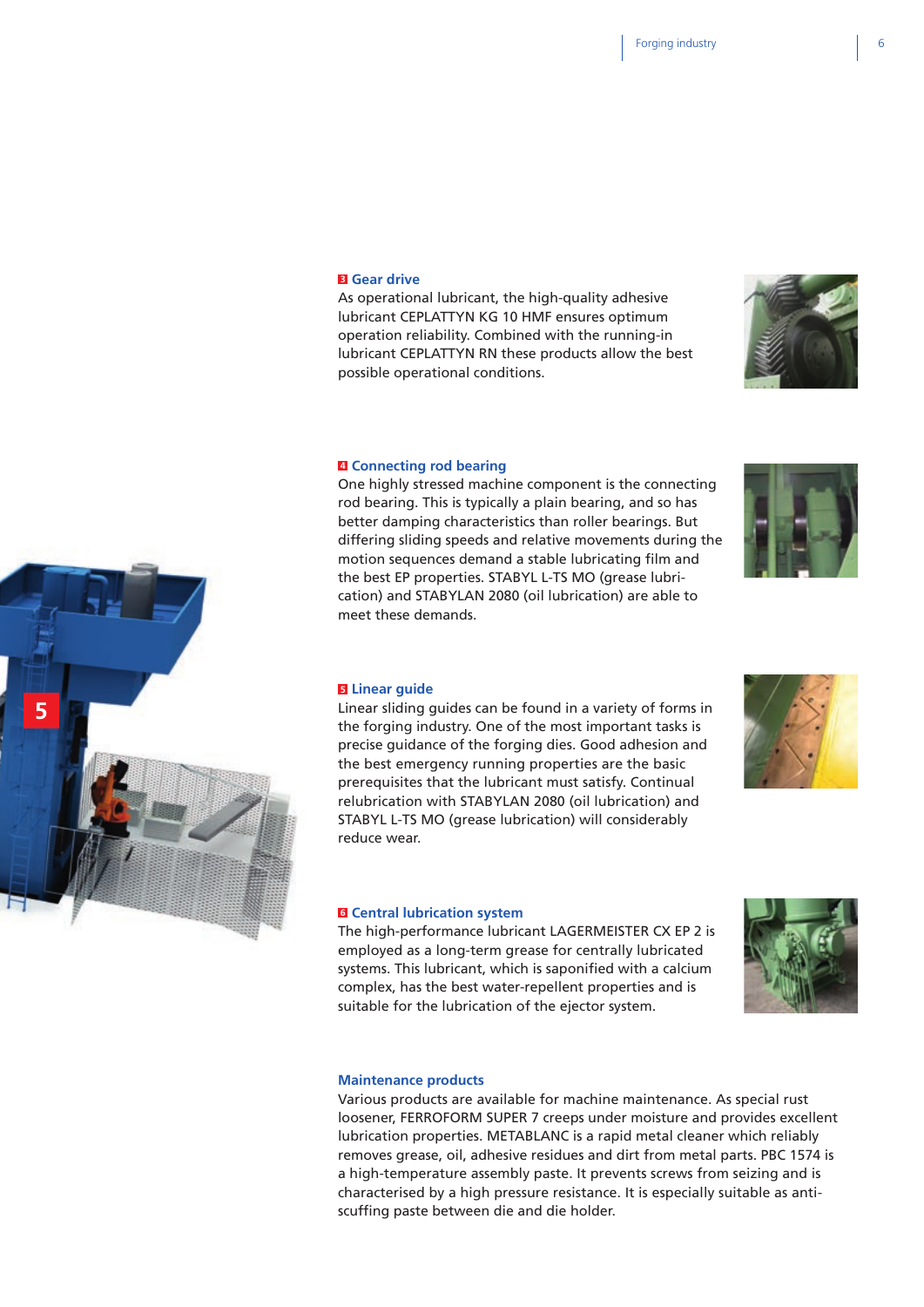### 3 Gear drive

As operational lubricant, the high-quality adhesive lubricant CEPLATTYN KG 10 HMF ensures optimum operation reliability. Combined with the running-in lubricant CEPLATTYN RN these products allow the best possible operational conditions.

### 4 Connecting rod bearing

One highly stressed machine component is the connecting rod bearing. This is typically a plain bearing, and so has better damping characteristics than roller bearings. But differing sliding speeds and relative movements during the motion sequences demand a stable lubricating film and the best EP properties. STABYL L-TS MO (grease lubrication) and STABYLAN 2080 (oil lubrication) are able to meet these demands.

### 5 Linear guide

Linear sliding guides can be found in a variety of forms in the forging industry. One of the most important tasks is precise guidance of the forging dies. Good adhesion and the best emergency running properties are the basic prerequisites that the lubricant must satisfy. Continual relubrication with STABYLAN 2080 (oil lubrication) and STABYL L-TS MO (grease lubrication) will considerably reduce wear.

### 6 Central lubrication system

The high-performance lubricant LAGERMEISTER CX EP 2 is employed as a long-term grease for centrally lubricated systems. This lubricant, which is saponified with a calcium complex, has the best water-repellent properties and is suitable for the lubrication of the ejector system.

### Maintenance products

Various products are available for machine maintenance. As special rust loosener, FERROFORM SUPER 7 creeps under moisture and provides excellent lubrication properties. METABLANC is a rapid metal cleaner which reliably removes grease, oil, adhesive residues and dirt from metal parts. PBC 1574 is a high-temperature assembly paste. It prevents screws from seizing and is characterised by a high pressure resistance. It is especially suitable as anti-scuffing paste between die and die holder.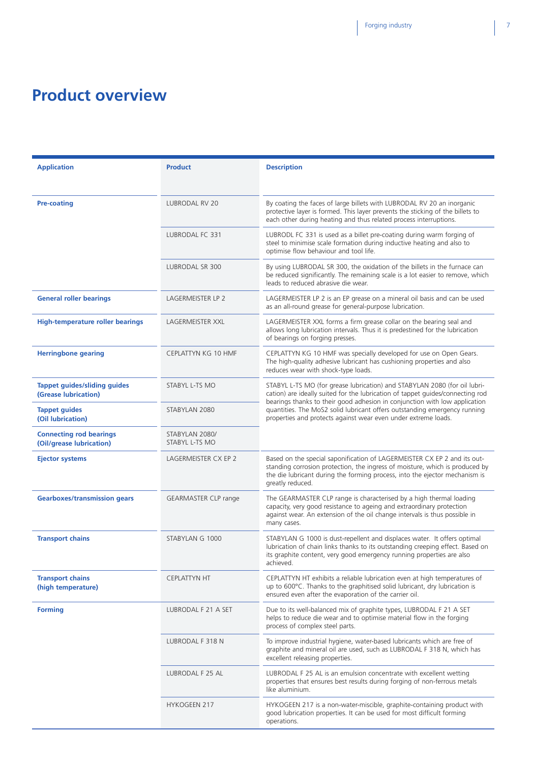# Product overview

| Application | Product | Description |
|---|---|---|
| **Pre-coating** | LUBRODAL RV 20 | By coating the faces of large billets with LUBRODAL RV 20 an inorganic protective layer is formed. This layer prevents the sticking of the billets to each other during heating and thus related process interruptions. |
| | LUBRODAL FC 331 | LUBRODL FC 331 is used as a billet pre-coating during warm forging of steel to minimise scale formation during inductive heating and also to optimise flow behaviour and tool life. |
| | LUBRODAL SR 300 | By using LUBRODAL SR 300, the oxidation of the billets in the furnace can be reduced significantly. The remaining scale is a lot easier to remove, which leads to reduced abrasive die wear. |
| **General roller bearings** | LAGERMEISTER LP 2 | LAGERMEISTER LP 2 is an EP grease on a mineral oil basis and can be used as an all-round grease for general-purpose lubrication. |
| **High-temperature roller bearings** | LAGERMEISTER XXL | LAGERMEISTER XXL forms a firm grease collar on the bearing seal and allows long lubrication intervals. Thus it is predestined for the lubrication of bearings on forging presses. |
| **Herringbone gearing** | CEPLATTYN KG 10 HMF | CEPLATTYN KG 10 HMF was specially developed for use on Open Gears. The high-quality adhesive lubricant has cushioning properties and also reduces wear with shock-type loads. |
| **Tappet guides/sliding guides (Grease lubrication)** | STABYL L-TS MO | STABYL L-TS MO (for grease lubrication) and STABYLAN 2080 (for oil lubrication) are ideally suited for the lubrication of tappet guides/connecting rod bearings thanks to their good adhesion in conjunction with low application quantities. The MoS2 solid lubricant offers outstanding emergency running properties and protects against wear even under extreme loads. |
| **Tappet guides (Oil lubrication)** | STABYLAN 2080 | |
| **Connecting rod bearings (Oil/grease lubrication)** | STABYLAN 2080/ STABYL L-TS MO | |
| **Ejector systems** | LAGERMEISTER CX EP 2 | Based on the special saponification of LAGERMEISTER CX EP 2 and its outstanding corrosion protection, the ingress of moisture, which is produced by the die lubricant during the forming process, into the ejector mechanism is greatly reduced. |
| **Gearboxes/transmission gears** | GEARMASTER CLP range | The GEARMASTER CLP range is characterised by a high thermal loading capacity, very good resistance to ageing and extraordinary protection against wear. An extension of the oil change intervals is thus possible in many cases. |
| **Transport chains** | STABYLAN G 1000 | STABYLAN G 1000 is dust-repellent and displaces water. It offers optimal lubrication of chain links thanks to its outstanding creeping effect. Based on its graphite content, very good emergency running properties are also achieved. |
| **Transport chains (high temperature)** | CEPLATTYN HT | CEPLATTYN HT exhibits a reliable lubrication even at high temperatures of up to 600°C. Thanks to the graphitised solid lubricant, dry lubrication is ensured even after the evaporation of the carrier oil. |
| **Forming** | LUBRODAL F 21 A SET | Due to its well-balanced mix of graphite types, LUBRODAL F 21 A SET helps to reduce die wear and to optimise material flow in the forging process of complex steel parts. |
| | LUBRODAL F 318 N | To improve industrial hygiene, water-based lubricants which are free of graphite and mineral oil are used, such as LUBRODAL F 318 N, which has excellent releasing properties. |
| | LUBRODAL F 25 AL | LUBRODAL F 25 AL is an emulsion concentrate with excellent wetting properties that ensures best results during forging of non-ferrous metals like aluminium. |
| | HYKOGEEN 217 | HYKOGEEN 217 is a non-water-miscible, graphite-containing product with good lubrication properties. It can be used for most difficult forming operations. |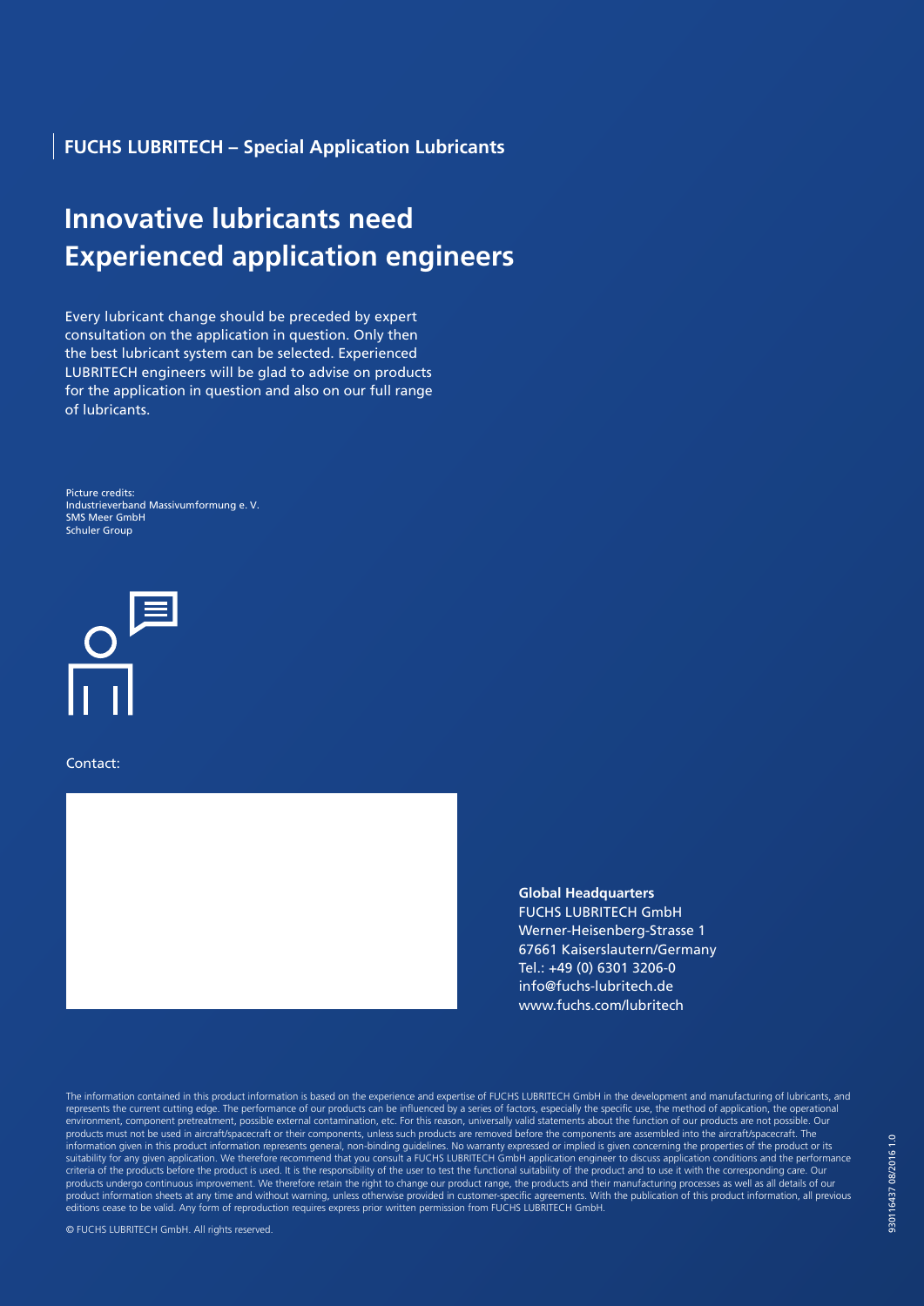**FUCHS LUBRITECH – Special Application Lubricants**

# Innovative lubricants need Experienced application engineers

Every lubricant change should be preceded by expert consultation on the application in question. Only then the best lubricant system can be selected. Experienced LUBRITECH engineers will be glad to advise on products for the application in question and also on our full range of lubricants.

Picture credits:
Industrieverband Massivumformung e. V.
SMS Meer GmbH
Schuler Group

Contact:

**Global Headquarters**
FUCHS LUBRITECH GmbH
Werner-Heisenberg-Strasse 1
67661 Kaiserslautern/Germany
Tel.: +49 (0) 6301 3206-0
info@fuchs-lubritech.de
www.fuchs.com/lubritech

The information contained in this product information is based on the experience and expertise of FUCHS LUBRITECH GmbH in the development and manufacturing of lubricants, and represents the current cutting edge. The performance of our products can be influenced by a series of factors, especially the specific use, the method of application, the operational environment, component pretreatment, possible external contamination, etc. For this reason, universally valid statements about the function of our products are not possible. Our products must not be used in aircraft/spacecraft or their components, unless such products are removed before the components are assembled into the aircraft/spacecraft. The information given in this product information represents general, non-binding guidelines. No warranty expressed or implied is given concerning the properties of the product or its suitability for any given application. We therefore recommend that you consult a FUCHS LUBRITECH GmbH application engineer to discuss application conditions and the performance criteria of the products before the product is used. It is the responsibility of the user to test the functional suitability of the product and to use it with the corresponding care. Our products undergo continuous improvement. We therefore retain the right to change our product range, the products and their manufacturing processes as well as all details of our product information sheets at any time and without warning, unless otherwise provided in customer-specific agreements. With the publication of this product information, all previous editions cease to be valid. Any form of reproduction requires express prior written permission from FUCHS LUBRITECH GmbH.

© FUCHS LUBRITECH GmbH. All rights reserved.

930116437 08/2016 1.0